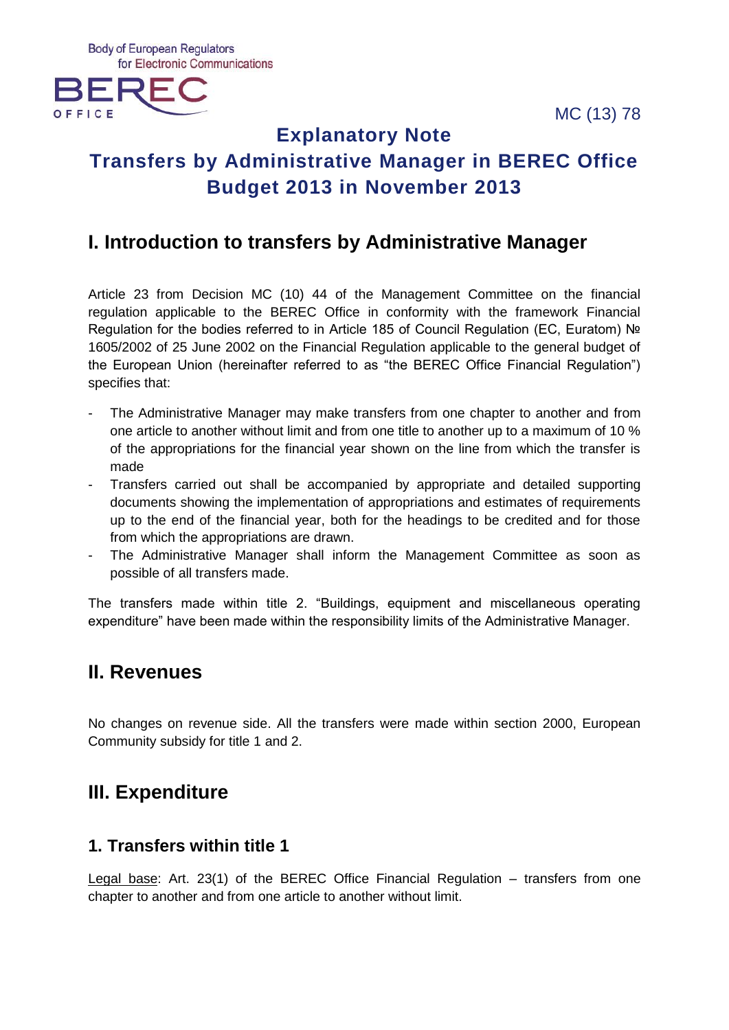MC (13) 78

# Explanatory Note

# Transfers by Administrative Manager in BEREC Office Budget 2013 in November 2013

## I. Introduction to transfers by Administrative Manager

Article 23 from Decision MC (10) 44 of the Management Committee on the financial regulation applicable to the BEREC Office in conformity with the framework Financial Regulation for the bodies referred to in Article 185 of Council Regulation (EC, Euratom) № 1605/2002 of 25 June 2002 on the Financial Regulation applicable to the general budget of the European Union (hereinafter referred to as "the BEREC Office Financial Regulation") specifies that:

- The Administrative Manager may make transfers from one chapter to another and from one article to another without limit and from one title to another up to a maximum of 10 % of the appropriations for the financial year shown on the line from which the transfer is made
- Transfers carried out shall be accompanied by appropriate and detailed supporting documents showing the implementation of appropriations and estimates of requirements up to the end of the financial year, both for the headings to be credited and for those from which the appropriations are drawn.
- The Administrative Manager shall inform the Management Committee as soon as possible of all transfers made.

The transfers made within title 2. "Buildings, equipment and miscellaneous operating expenditure" have been made within the responsibility limits of the Administrative Manager.

## II. Revenues

No changes on revenue side. All the transfers were made within section 2000, European Community subsidy for title 1 and 2.

## III. Expenditure

### 1. Transfers within title 1

Legal base: Art. 23(1) of the BEREC Office Financial Regulation – transfers from one chapter to another and from one article to another without limit.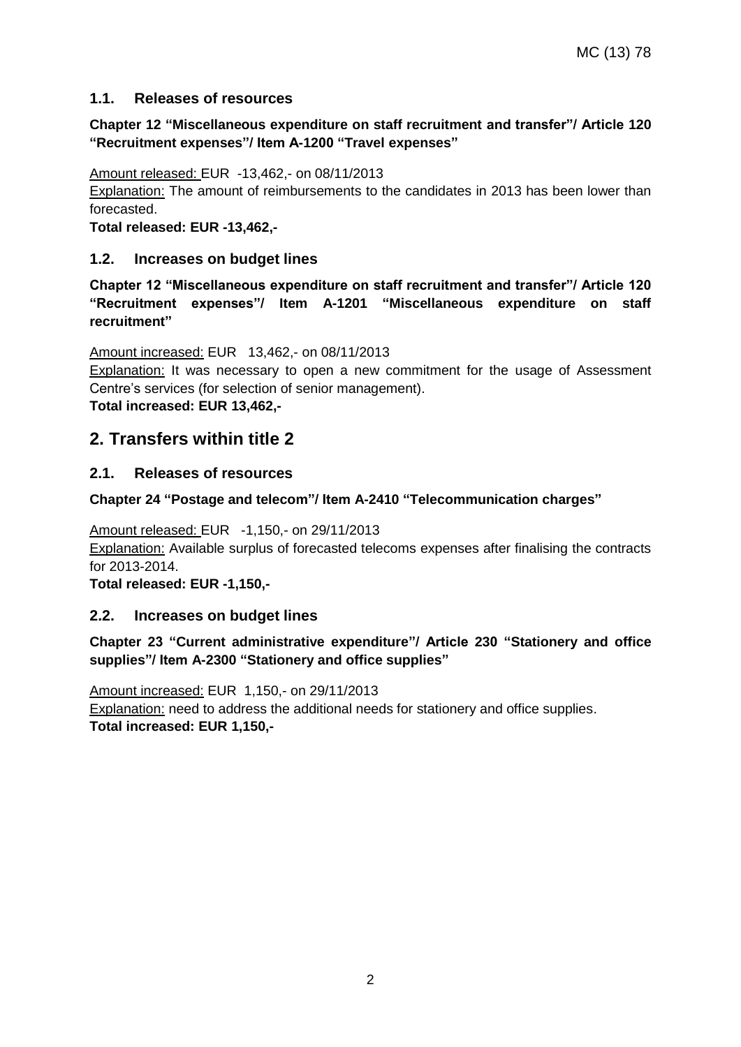### 1.1. Releases of resources

**Chapter 12 "Miscellaneous expenditure on staff recruitment and transfer"/ Article 120 "Recruitment expenses"/ Item A-1200 "Travel expenses"**

Amount released: EUR -13,462,- on 08/11/2013

Explanation: The amount of reimbursements to the candidates in 2013 has been lower than forecasted.

**Total released: EUR -13,462,-**

### 1.2. Increases on budget lines

**Chapter 12 "Miscellaneous expenditure on staff recruitment and transfer"/ Article 120 "Recruitment expenses"/ Item A-1201 "Miscellaneous expenditure on staff recruitment"**

Amount increased: EUR 13,462,- on 08/11/2013

Explanation: It was necessary to open a new commitment for the usage of Assessment Centre's services (for selection of senior management).

**Total increased: EUR 13,462,-**

## 2. Transfers within title 2

### 2.1. Releases of resources

**Chapter 24 "Postage and telecom"/ Item A-2410 "Telecommunication charges"**

Amount released: EUR -1,150,- on 29/11/2013

Explanation: Available surplus of forecasted telecoms expenses after finalising the contracts for 2013-2014.

**Total released: EUR -1,150,-**

### 2.2. Increases on budget lines

**Chapter 23 "Current administrative expenditure"/ Article 230 "Stationery and office supplies"/ Item A-2300 "Stationery and office supplies"**

Amount increased: EUR 1,150,- on 29/11/2013

Explanation: need to address the additional needs for stationery and office supplies.

**Total increased: EUR 1,150,-**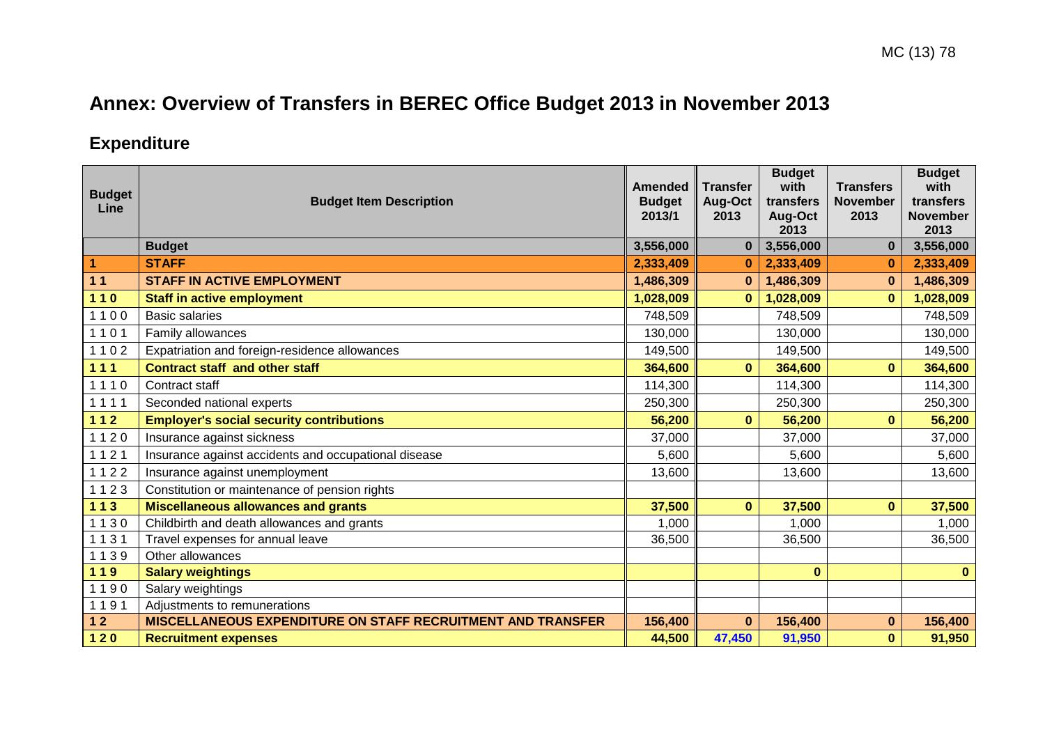# Annex: Overview of Transfers in BEREC Office Budget 2013 in November 2013

## Expenditure

| Budget Line | Budget Item Description | Amended Budget 2013/1 | Transfer Aug-Oct 2013 | Budget with transfers Aug-Oct 2013 | Transfers November 2013 | Budget with transfers November 2013 |
|---|---|---|---|---|---|---|
| | **Budget** | **3,556,000** | **0** | **3,556,000** | **0** | **3,556,000** |
| **1** | **STAFF** | **2,333,409** | **0** | **2,333,409** | **0** | **2,333,409** |
| **1 1** | **STAFF IN ACTIVE EMPLOYMENT** | **1,486,309** | **0** | **1,486,309** | **0** | **1,486,309** |
| **1 1 0** | **Staff in active employment** | **1,028,009** | **0** | **1,028,009** | **0** | **1,028,009** |
| 1 1 0 0 | Basic salaries | 748,509 | | 748,509 | | 748,509 |
| 1 1 0 1 | Family allowances | 130,000 | | 130,000 | | 130,000 |
| 1 1 0 2 | Expatriation and foreign-residence allowances | 149,500 | | 149,500 | | 149,500 |
| **1 1 1** | **Contract staff and other staff** | **364,600** | **0** | **364,600** | **0** | **364,600** |
| 1 1 1 0 | Contract staff | 114,300 | | 114,300 | | 114,300 |
| 1 1 1 1 | Seconded national experts | 250,300 | | 250,300 | | 250,300 |
| **1 1 2** | **Employer's social security contributions** | **56,200** | **0** | **56,200** | **0** | **56,200** |
| 1 1 2 0 | Insurance against sickness | 37,000 | | 37,000 | | 37,000 |
| 1 1 2 1 | Insurance against accidents and occupational disease | 5,600 | | 5,600 | | 5,600 |
| 1 1 2 2 | Insurance against unemployment | 13,600 | | 13,600 | | 13,600 |
| 1 1 2 3 | Constitution or maintenance of pension rights | | | | | |
| **1 1 3** | **Miscellaneous allowances and grants** | **37,500** | **0** | **37,500** | **0** | **37,500** |
| 1 1 3 0 | Childbirth and death allowances and grants | 1,000 | | 1,000 | | 1,000 |
| 1 1 3 1 | Travel expenses for annual leave | 36,500 | | 36,500 | | 36,500 |
| 1 1 3 9 | Other allowances | | | | | |
| **1 1 9** | **Salary weightings** | | | **0** | | **0** |
| 1 1 9 0 | Salary weightings | | | | | |
| 1 1 9 1 | Adjustments to remunerations | | | | | |
| **1 2** | **MISCELLANEOUS EXPENDITURE ON STAFF RECRUITMENT AND TRANSFER** | **156,400** | **0** | **156,400** | **0** | **156,400** |
| **1 2 0** | **Recruitment expenses** | **44,500** | **47,450** | **91,950** | **0** | **91,950** |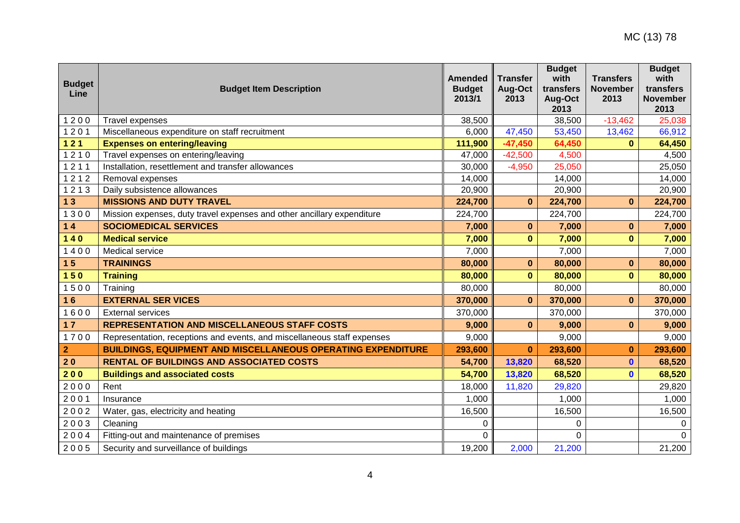| Budget Line | Budget Item Description | Amended Budget 2013/1 | Transfer Aug-Oct 2013 | Budget with transfers Aug-Oct 2013 | Transfers November 2013 | Budget with transfers November 2013 |
|---|---|---|---|---|---|---|
| 1 2 0 0 | Travel expenses | 38,500 | | 38,500 | -13,462 | 25,038 |
| 1 2 0 1 | Miscellaneous expenditure on staff recruitment | 6,000 | 47,450 | 53,450 | 13,462 | 66,912 |
| **1 2 1** | **Expenses on entering/leaving** | **111,900** | **-47,450** | **64,450** | **0** | **64,450** |
| 1 2 1 0 | Travel expenses on entering/leaving | 47,000 | -42,500 | 4,500 | | 4,500 |
| 1 2 1 1 | Installation, resettlement and transfer allowances | 30,000 | -4,950 | 25,050 | | 25,050 |
| 1 2 1 2 | Removal expenses | 14,000 | | 14,000 | | 14,000 |
| 1 2 1 3 | Daily subsistence allowances | 20,900 | | 20,900 | | 20,900 |
| **1 3** | **MISSIONS AND DUTY TRAVEL** | **224,700** | **0** | **224,700** | **0** | **224,700** |
| 1 3 0 0 | Mission expenses, duty travel expenses and other ancillary expenditure | 224,700 | | 224,700 | | 224,700 |
| **1 4** | **SOCIOMEDICAL SERVICES** | **7,000** | **0** | **7,000** | **0** | **7,000** |
| **1 4 0** | **Medical service** | **7,000** | **0** | **7,000** | **0** | **7,000** |
| 1 4 0 0 | Medical service | 7,000 | | 7,000 | | 7,000 |
| **1 5** | **TRAININGS** | **80,000** | **0** | **80,000** | **0** | **80,000** |
| **1 5 0** | **Training** | **80,000** | **0** | **80,000** | **0** | **80,000** |
| 1 5 0 0 | Training | 80,000 | | 80,000 | | 80,000 |
| **1 6** | **EXTERNAL SER VICES** | **370,000** | **0** | **370,000** | **0** | **370,000** |
| 1 6 0 0 | External services | 370,000 | | 370,000 | | 370,000 |
| **1 7** | **REPRESENTATION AND MISCELLANEOUS STAFF COSTS** | **9,000** | **0** | **9,000** | **0** | **9,000** |
| 1 7 0 0 | Representation, receptions and events, and miscellaneous staff expenses | 9,000 | | 9,000 | | 9,000 |
| **2** | **BUILDINGS, EQUIPMENT AND MISCELLANEOUS OPERATING EXPENDITURE** | **293,600** | **0** | **293,600** | **0** | **293,600** |
| **2 0** | **RENTAL OF BUILDINGS AND ASSOCIATED COSTS** | **54,700** | **13,820** | **68,520** | **0** | **68,520** |
| **2 0 0** | **Buildings and associated costs** | **54,700** | **13,820** | **68,520** | **0** | **68,520** |
| 2 0 0 0 | Rent | 18,000 | 11,820 | 29,820 | | 29,820 |
| 2 0 0 1 | Insurance | 1,000 | | 1,000 | | 1,000 |
| 2 0 0 2 | Water, gas, electricity and heating | 16,500 | | 16,500 | | 16,500 |
| 2 0 0 3 | Cleaning | 0 | | 0 | | 0 |
| 2 0 0 4 | Fitting-out and maintenance of premises | 0 | | 0 | | 0 |
| 2 0 0 5 | Security and surveillance of buildings | 19,200 | 2,000 | 21,200 | | 21,200 |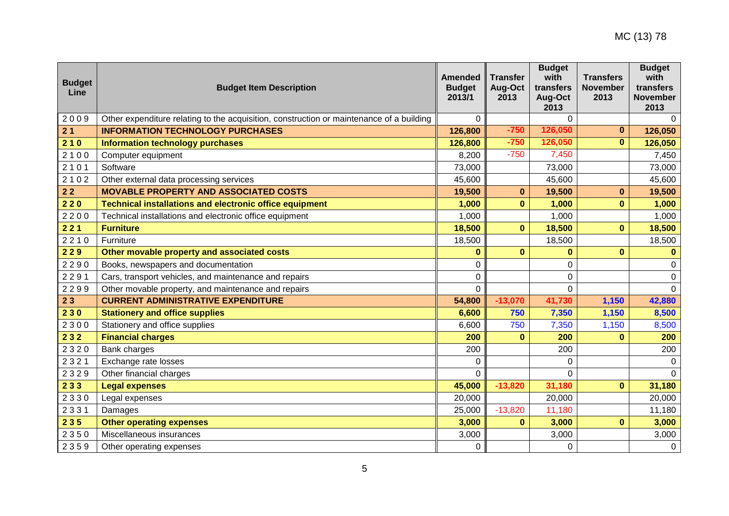| Budget Line | Budget Item Description | Amended Budget 2013/1 | Transfer Aug-Oct 2013 | Budget with transfers Aug-Oct 2013 | Transfers November 2013 | Budget with transfers November 2013 |
|---|---|---|---|---|---|---|
| 2 0 0 9 | Other expenditure relating to the acquisition, construction or maintenance of a building | 0 | | 0 | | 0 |
| **2 1** | **INFORMATION TECHNOLOGY PURCHASES** | **126,800** | **-750** | **126,050** | **0** | **126,050** |
| **2 1 0** | **Information technology purchases** | **126,800** | **-750** | **126,050** | **0** | **126,050** |
| 2 1 0 0 | Computer equipment | 8,200 | -750 | 7,450 | | 7,450 |
| 2 1 0 1 | Software | 73,000 | | 73,000 | | 73,000 |
| 2 1 0 2 | Other external data processing services | 45,600 | | 45,600 | | 45,600 |
| **2 2** | **MOVABLE PROPERTY AND ASSOCIATED COSTS** | **19,500** | **0** | **19,500** | **0** | **19,500** |
| **2 2 0** | **Technical installations and electronic office equipment** | **1,000** | **0** | **1,000** | **0** | **1,000** |
| 2 2 0 0 | Technical installations and electronic office equipment | 1,000 | | 1,000 | | 1,000 |
| **2 2 1** | **Furniture** | **18,500** | **0** | **18,500** | **0** | **18,500** |
| 2 2 1 0 | Furniture | 18,500 | | 18,500 | | 18,500 |
| **2 2 9** | **Other movable property and associated costs** | **0** | **0** | **0** | **0** | **0** |
| 2 2 9 0 | Books, newspapers and documentation | 0 | | 0 | | 0 |
| 2 2 9 1 | Cars, transport vehicles, and maintenance and repairs | 0 | | 0 | | 0 |
| 2 2 9 9 | Other movable property, and maintenance and repairs | 0 | | 0 | | 0 |
| **2 3** | **CURRENT ADMINISTRATIVE EXPENDITURE** | **54,800** | **-13,070** | **41,730** | **1,150** | **42,880** |
| **2 3 0** | **Stationery and office supplies** | **6,600** | **750** | **7,350** | **1,150** | **8,500** |
| 2 3 0 0 | Stationery and office supplies | 6,600 | 750 | 7,350 | 1,150 | 8,500 |
| **2 3 2** | **Financial charges** | **200** | **0** | **200** | **0** | **200** |
| 2 3 2 0 | Bank charges | 200 | | 200 | | 200 |
| 2 3 2 1 | Exchange rate losses | 0 | | 0 | | 0 |
| 2 3 2 9 | Other financial charges | 0 | | 0 | | 0 |
| **2 3 3** | **Legal expenses** | **45,000** | **-13,820** | **31,180** | **0** | **31,180** |
| 2 3 3 0 | Legal expenses | 20,000 | | 20,000 | | 20,000 |
| 2 3 3 1 | Damages | 25,000 | -13,820 | 11,180 | | 11,180 |
| **2 3 5** | **Other operating expenses** | **3,000** | **0** | **3,000** | **0** | **3,000** |
| 2 3 5 0 | Miscellaneous insurances | 3,000 | | 3,000 | | 3,000 |
| 2 3 5 9 | Other operating expenses | 0 | | 0 | | 0 |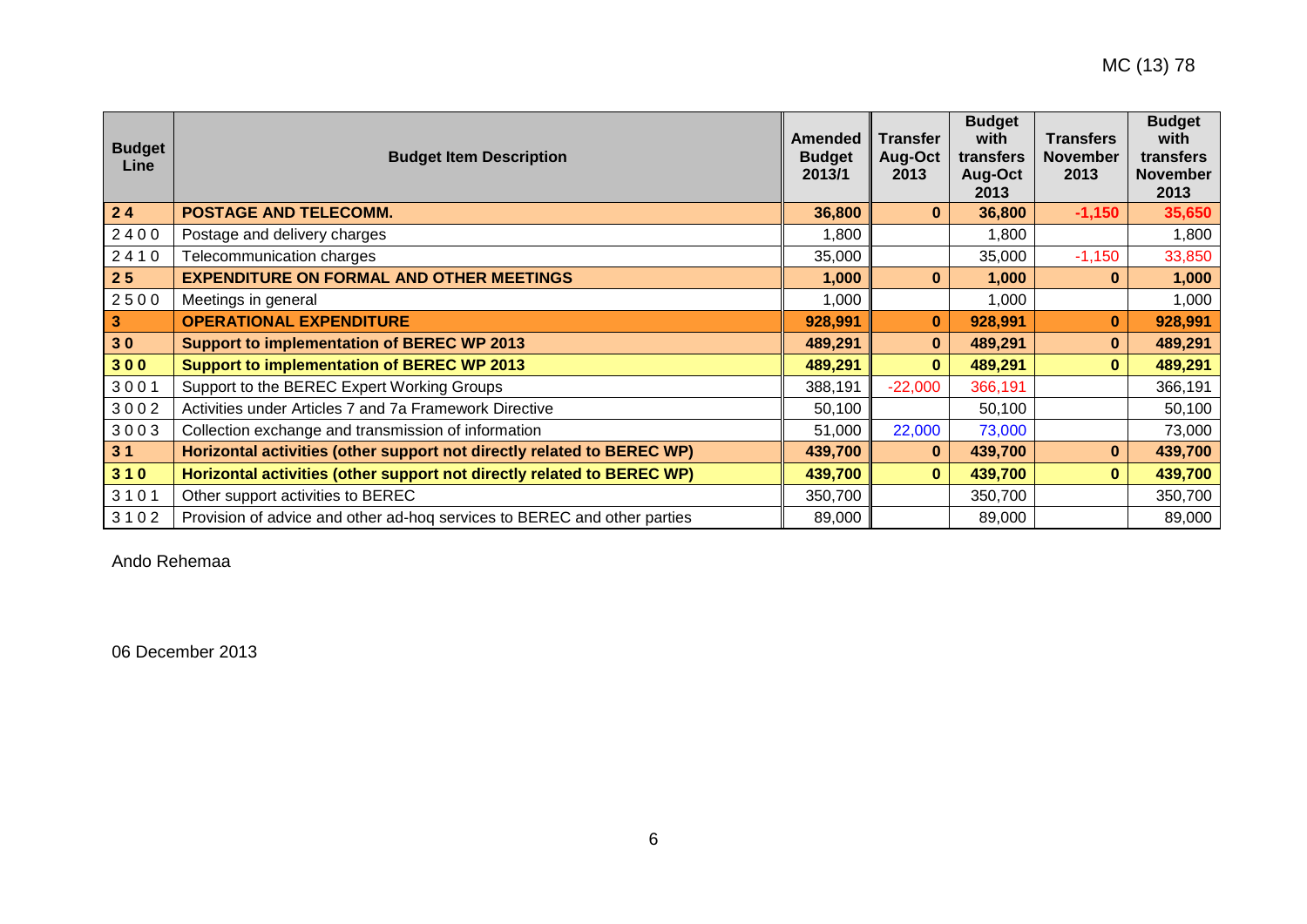| Budget Line | Budget Item Description | Amended Budget 2013/1 | Transfer Aug-Oct 2013 | Budget with transfers Aug-Oct 2013 | Transfers November 2013 | Budget with transfers November 2013 |
|---|---|---|---|---|---|---|
| **2 4** | **POSTAGE AND TELECOMM.** | **36,800** | **0** | **36,800** | **-1,150** | **35,650** |
| 2 4 0 0 | Postage and delivery charges | 1,800 | | 1,800 | | 1,800 |
| 2 4 1 0 | Telecommunication charges | 35,000 | | 35,000 | -1,150 | 33,850 |
| **2 5** | **EXPENDITURE ON FORMAL AND OTHER MEETINGS** | **1,000** | **0** | **1,000** | **0** | **1,000** |
| 2 5 0 0 | Meetings in general | 1,000 | | 1,000 | | 1,000 |
| **3** | **OPERATIONAL EXPENDITURE** | **928,991** | **0** | **928,991** | **0** | **928,991** |
| **3 0** | **Support to implementation of BEREC WP 2013** | **489,291** | **0** | **489,291** | **0** | **489,291** |
| **3 0 0** | **Support to implementation of BEREC WP 2013** | **489,291** | **0** | **489,291** | **0** | **489,291** |
| 3 0 0 1 | Support to the BEREC Expert Working Groups | 388,191 | -22,000 | 366,191 | | 366,191 |
| 3 0 0 2 | Activities under Articles 7 and 7a Framework Directive | 50,100 | | 50,100 | | 50,100 |
| 3 0 0 3 | Collection exchange and transmission of information | 51,000 | 22,000 | 73,000 | | 73,000 |
| **3 1** | **Horizontal activities (other support not directly related to BEREC WP)** | **439,700** | **0** | **439,700** | **0** | **439,700** |
| **3 1 0** | **Horizontal activities (other support not directly related to BEREC WP)** | **439,700** | **0** | **439,700** | **0** | **439,700** |
| 3 1 0 1 | Other support activities to BEREC | 350,700 | | 350,700 | | 350,700 |
| 3 1 0 2 | Provision of advice and other ad-hoq services to BEREC and other parties | 89,000 | | 89,000 | | 89,000 |

Ando Rehemaa

06 December 2013